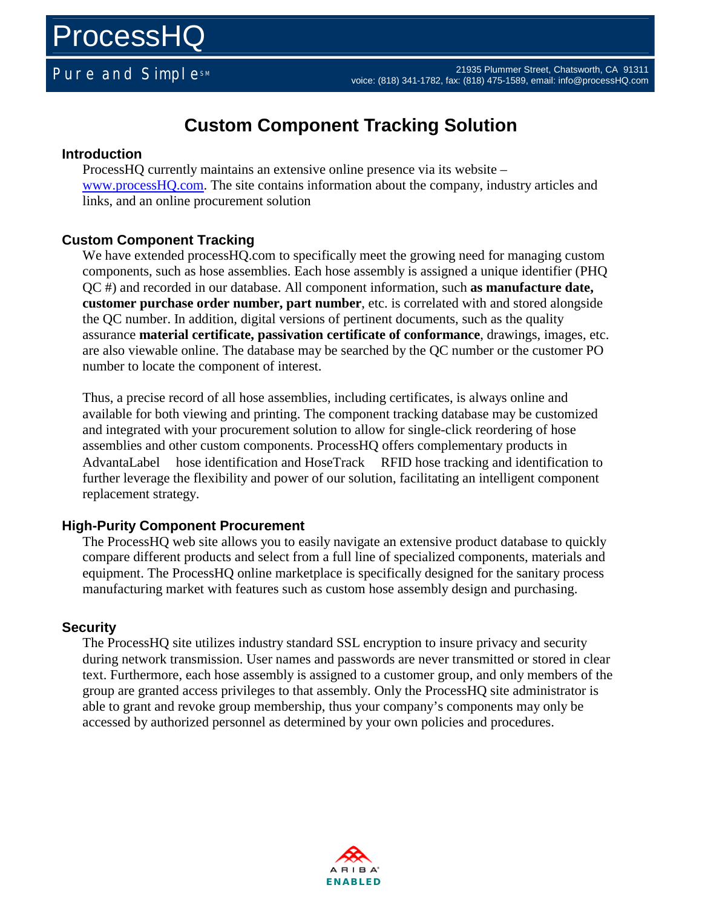# ProcessHQ

Pure and Simple[SM]

21935 Plummer Street, Chatsworth, CA 91311
voice: (818) 341-1782, fax: (818) 475-1589, email: info@processHQ.com

## Custom Component Tracking Solution

### Introduction

ProcessHQ currently maintains an extensive online presence via its website – www.processHQ.com. The site contains information about the company, industry articles and links, and an online procurement solution

### Custom Component Tracking

We have extended processHQ.com to specifically meet the growing need for managing custom components, such as hose assemblies. Each hose assembly is assigned a unique identifier (PHQ QC #) and recorded in our database. All component information, such **as manufacture date, customer purchase order number, part number**, etc. is correlated with and stored alongside the QC number. In addition, digital versions of pertinent documents, such as the quality assurance **material certificate, passivation certificate of conformance**, drawings, images, etc. are also viewable online. The database may be searched by the QC number or the customer PO number to locate the component of interest.

Thus, a precise record of all hose assemblies, including certificates, is always online and available for both viewing and printing. The component tracking database may be customized and integrated with your procurement solution to allow for single-click reordering of hose assemblies and other custom components. ProcessHQ offers complementary products in AdvantaLabel hose identification and HoseTrack RFID hose tracking and identification to further leverage the flexibility and power of our solution, facilitating an intelligent component replacement strategy.

### High-Purity Component Procurement

The ProcessHQ web site allows you to easily navigate an extensive product database to quickly compare different products and select from a full line of specialized components, materials and equipment. The ProcessHQ online marketplace is specifically designed for the sanitary process manufacturing market with features such as custom hose assembly design and purchasing.

### Security

The ProcessHQ site utilizes industry standard SSL encryption to insure privacy and security during network transmission. User names and passwords are never transmitted or stored in clear text. Furthermore, each hose assembly is assigned to a customer group, and only members of the group are granted access privileges to that assembly. Only the ProcessHQ site administrator is able to grant and revoke group membership, thus your company's components may only be accessed by authorized personnel as determined by your own policies and procedures.

ARIBA ENABLED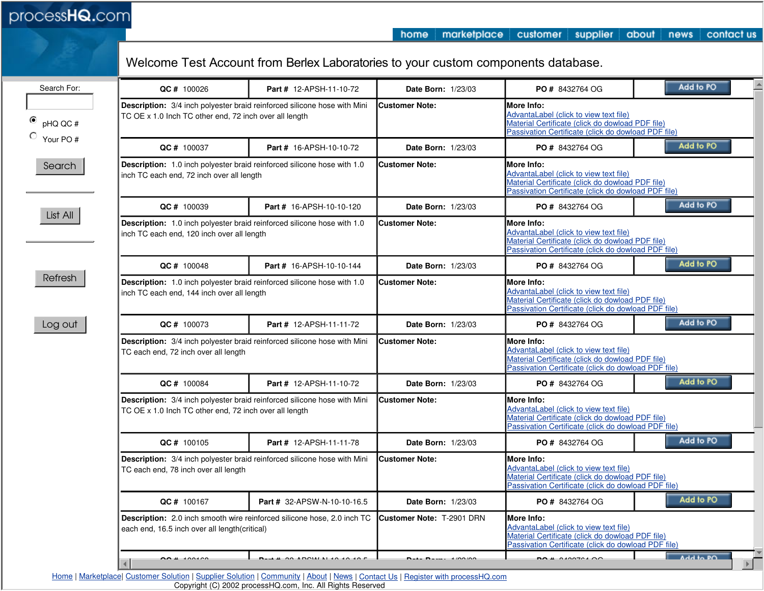processHQ.com

home | marketplace | customer | supplier | about | news | contact us

Welcome Test Account from Berlex Laboratories to your custom components database.

Search For:

pHQ QC #

Your PO #

Search

List All

Refresh

Log out

| | | | | |
|---|---|---|---|---|
| **QC #** 100026 | **Part #** 12-APSH-11-10-72 | **Date Born:** 1/23/03 | **PO #** 8432764 OG | Add to PO |
| **Description:** 3/4 inch polyester braid reinforced silicone hose with Mini TC OE x 1.0 Inch TC other end, 72 inch over all length | | **Customer Note:** | **More Info:** AdvantaLabel (click to view text file) Material Certificate (click do dowload PDF file) Passivation Certificate (click do dowload PDF file) | |
| **QC #** 100037 | **Part #** 16-APSH-10-10-72 | **Date Born:** 1/23/03 | **PO #** 8432764 OG | Add to PO |
| **Description:** 1.0 inch polyester braid reinforced silicone hose with 1.0 inch TC each end, 72 inch over all length | | **Customer Note:** | **More Info:** AdvantaLabel (click to view text file) Material Certificate (click do dowload PDF file) Passivation Certificate (click do dowload PDF file) | |
| **QC #** 100039 | **Part #** 16-APSH-10-10-120 | **Date Born:** 1/23/03 | **PO #** 8432764 OG | Add to PO |
| **Description:** 1.0 inch polyester braid reinforced silicone hose with 1.0 inch TC each end, 120 inch over all length | | **Customer Note:** | **More Info:** AdvantaLabel (click to view text file) Material Certificate (click do dowload PDF file) Passivation Certificate (click do dowload PDF file) | |
| **QC #** 100048 | **Part #** 16-APSH-10-10-144 | **Date Born:** 1/23/03 | **PO #** 8432764 OG | Add to PO |
| **Description:** 1.0 inch polyester braid reinforced silicone hose with 1.0 inch TC each end, 144 inch over all length | | **Customer Note:** | **More Info:** AdvantaLabel (click to view text file) Material Certificate (click do dowload PDF file) Passivation Certificate (click do dowload PDF file) | |
| **QC #** 100073 | **Part #** 12-APSH-11-11-72 | **Date Born:** 1/23/03 | **PO #** 8432764 OG | Add to PO |
| **Description:** 3/4 inch polyester braid reinforced silicone hose with Mini TC each end, 72 inch over all length | | **Customer Note:** | **More Info:** AdvantaLabel (click to view text file) Material Certificate (click do dowload PDF file) Passivation Certificate (click do dowload PDF file) | |
| **QC #** 100084 | **Part #** 12-APSH-11-10-72 | **Date Born:** 1/23/03 | **PO #** 8432764 OG | Add to PO |
| **Description:** 3/4 inch polyester braid reinforced silicone hose with Mini TC OE x 1.0 Inch TC other end, 72 inch over all length | | **Customer Note:** | **More Info:** AdvantaLabel (click to view text file) Material Certificate (click do dowload PDF file) Passivation Certificate (click do dowload PDF file) | |
| **QC #** 100105 | **Part #** 12-APSH-11-11-78 | **Date Born:** 1/23/03 | **PO #** 8432764 OG | Add to PO |
| **Description:** 3/4 inch polyester braid reinforced silicone hose with Mini TC each end, 78 inch over all length | | **Customer Note:** | **More Info:** AdvantaLabel (click to view text file) Material Certificate (click do dowload PDF file) Passivation Certificate (click do dowload PDF file) | |
| **QC #** 100167 | **Part #** 32-APSW-N-10-10-16.5 | **Date Born:** 1/23/03 | **PO #** 8432764 OG | Add to PO |
| **Description:** 2.0 inch smooth wire reinforced silicone hose, 2.0 inch TC each end, 16.5 inch over all length(critical) | | **Customer Note:** T-2901 DRN | **More Info:** AdvantaLabel (click to view text file) Material Certificate (click do dowload PDF file) Passivation Certificate (click do dowload PDF file) | |

Home | Marketplace| Customer Solution | Supplier Solution | Community | About | News | Contact Us | Register with processHQ.com

Copyright (C) 2002 processHQ.com, Inc. All Rights Reserved